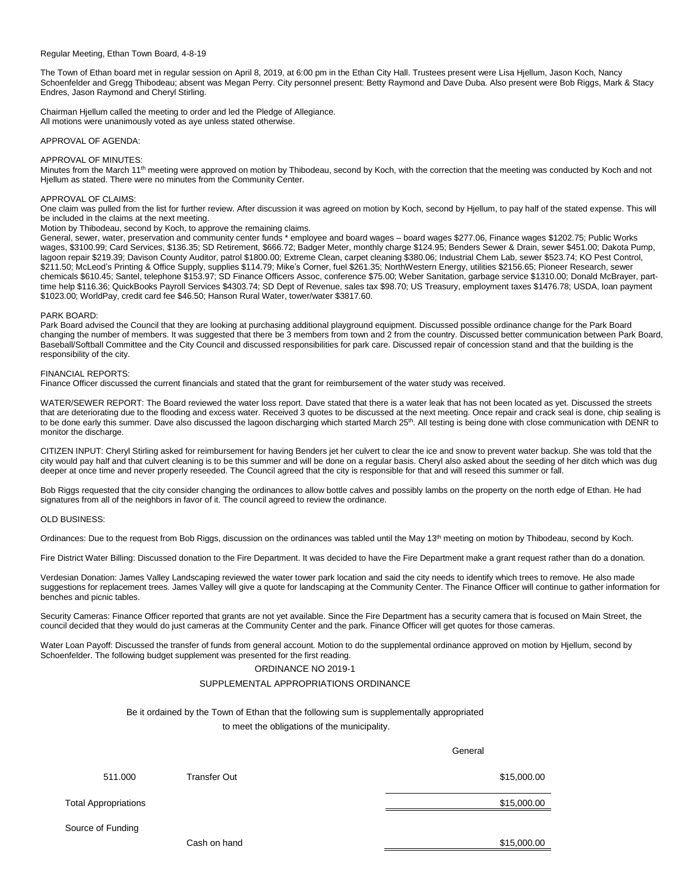Regular Meeting, Ethan Town Board, 4-8-19

The Town of Ethan board met in regular session on April 8, 2019, at 6:00 pm in the Ethan City Hall. Trustees present were Lisa Hjellum, Jason Koch, Nancy Schoenfelder and Gregg Thibodeau; absent was Megan Perry. City personnel present: Betty Raymond and Dave Duba. Also present were Bob Riggs, Mark & Stacy Endres, Jason Raymond and Cheryl Stirling.

Chairman Hjellum called the meeting to order and led the Pledge of Allegiance.
All motions were unanimously voted as aye unless stated otherwise.

APPROVAL OF AGENDA:

APPROVAL OF MINUTES:
Minutes from the March 11th meeting were approved on motion by Thibodeau, second by Koch, with the correction that the meeting was conducted by Koch and not Hjellum as stated. There were no minutes from the Community Center.

APPROVAL OF CLAIMS:
One claim was pulled from the list for further review. After discussion it was agreed on motion by Koch, second by Hjellum, to pay half of the stated expense. This will be included in the claims at the next meeting.
Motion by Thibodeau, second by Koch, to approve the remaining claims.
General, sewer, water, preservation and community center funds * employee and board wages – board wages $277.06, Finance wages $1202.75; Public Works wages, $3100.99; Card Services, $136.35; SD Retirement, $666.72; Badger Meter, monthly charge $124.95; Benders Sewer & Drain, sewer $451.00; Dakota Pump, lagoon repair $219.39; Davison County Auditor, patrol $1800.00; Extreme Clean, carpet cleaning $380.06; Industrial Chem Lab, sewer $523.74; KO Pest Control, $211.50; McLeod's Printing & Office Supply, supplies $114.79; Mike's Corner, fuel $261.35; NorthWestern Energy, utilities $2156.65; Pioneer Research, sewer chemicals $610.45; Santel, telephone $153.97; SD Finance Officers Assoc, conference $75.00; Weber Sanitation, garbage service $1310.00; Donald McBrayer, part-time help $116.36; QuickBooks Payroll Services $4303.74; SD Dept of Revenue, sales tax $98.70; US Treasury, employment taxes $1476.78; USDA, loan payment $1023.00; WorldPay, credit card fee $46.50; Hanson Rural Water, tower/water $3817.60.

PARK BOARD:
Park Board advised the Council that they are looking at purchasing additional playground equipment. Discussed possible ordinance change for the Park Board changing the number of members. It was suggested that there be 3 members from town and 2 from the country. Discussed better communication between Park Board, Baseball/Softball Committee and the City Council and discussed responsibilities for park care. Discussed repair of concession stand and that the building is the responsibility of the city.

FINANCIAL REPORTS:
Finance Officer discussed the current financials and stated that the grant for reimbursement of the water study was received.

WATER/SEWER REPORT: The Board reviewed the water loss report. Dave stated that there is a water leak that has not been located as yet. Discussed the streets that are deteriorating due to the flooding and excess water. Received 3 quotes to be discussed at the next meeting. Once repair and crack seal is done, chip sealing is to be done early this summer. Dave also discussed the lagoon discharging which started March 25th. All testing is being done with close communication with DENR to monitor the discharge.

CITIZEN INPUT: Cheryl Stirling asked for reimbursement for having Benders jet her culvert to clear the ice and snow to prevent water backup. She was told that the city would pay half and that culvert cleaning is to be this summer and will be done on a regular basis. Cheryl also asked about the seeding of her ditch which was dug deeper at once time and never properly reseeded. The Council agreed that the city is responsible for that and will reseed this summer or fall.

Bob Riggs requested that the city consider changing the ordinances to allow bottle calves and possibly lambs on the property on the north edge of Ethan. He had signatures from all of the neighbors in favor of it. The council agreed to review the ordinance.

OLD BUSINESS:

Ordinances: Due to the request from Bob Riggs, discussion on the ordinances was tabled until the May 13th meeting on motion by Thibodeau, second by Koch.

Fire District Water Billing: Discussed donation to the Fire Department. It was decided to have the Fire Department make a grant request rather than do a donation.

Verdesian Donation: James Valley Landscaping reviewed the water tower park location and said the city needs to identify which trees to remove. He also made suggestions for replacement trees. James Valley will give a quote for landscaping at the Community Center. The Finance Officer will continue to gather information for benches and picnic tables.

Security Cameras: Finance Officer reported that grants are not yet available. Since the Fire Department has a security camera that is focused on Main Street, the council decided that they would do just cameras at the Community Center and the park. Finance Officer will get quotes for those cameras.

Water Loan Payoff: Discussed the transfer of funds from general account. Motion to do the supplemental ordinance approved on motion by Hjellum, second by Schoenfelder. The following budget supplement was presented for the first reading.

ORDINANCE NO 2019-1

SUPPLEMENTAL APPROPRIATIONS ORDINANCE

Be it ordained by the Town of Ethan that the following sum is supplementally appropriated to meet the obligations of the municipality.

| | | General |
|---|---|---|
| 511.000 | Transfer Out | $15,000.00 |
| Total Appropriations | | $15,000.00 |
| Source of Funding | | |
| | Cash on hand | $15,000.00 |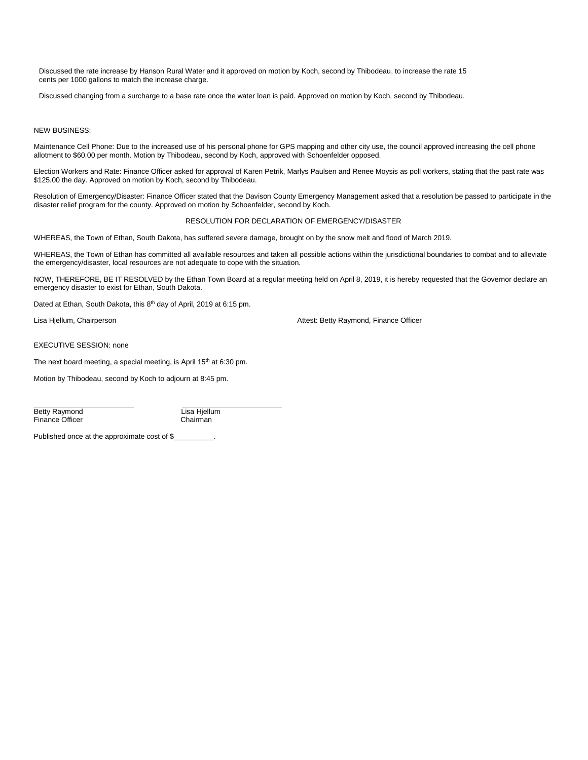Discussed the rate increase by Hanson Rural Water and it approved on motion by Koch, second by Thibodeau, to increase the rate 15 cents per 1000 gallons to match the increase charge.

Discussed changing from a surcharge to a base rate once the water loan is paid. Approved on motion by Koch, second by Thibodeau.

NEW BUSINESS:

Maintenance Cell Phone: Due to the increased use of his personal phone for GPS mapping and other city use, the council approved increasing the cell phone allotment to $60.00 per month. Motion by Thibodeau, second by Koch, approved with Schoenfelder opposed.

Election Workers and Rate: Finance Officer asked for approval of Karen Petrik, Marlys Paulsen and Renee Moysis as poll workers, stating that the past rate was $125.00 the day. Approved on motion by Koch, second by Thibodeau.

Resolution of Emergency/Disaster: Finance Officer stated that the Davison County Emergency Management asked that a resolution be passed to participate in the disaster relief program for the county. Approved on motion by Schoenfelder, second by Koch.

RESOLUTION FOR DECLARATION OF EMERGENCY/DISASTER

WHEREAS, the Town of Ethan, South Dakota, has suffered severe damage, brought on by the snow melt and flood of March 2019.

WHEREAS, the Town of Ethan has committed all available resources and taken all possible actions within the jurisdictional boundaries to combat and to alleviate the emergency/disaster, local resources are not adequate to cope with the situation.

NOW, THEREFORE, BE IT RESOLVED by the Ethan Town Board at a regular meeting held on April 8, 2019, it is hereby requested that the Governor declare an emergency disaster to exist for Ethan, South Dakota.

Dated at Ethan, South Dakota, this 8th day of April, 2019 at 6:15 pm.

Lisa Hjellum, Chairperson                Attest: Betty Raymond, Finance Officer

EXECUTIVE SESSION: none

The next board meeting, a special meeting, is April 15th at 6:30 pm.

Motion by Thibodeau, second by Koch to adjourn at 8:45 pm.

\_\_\_\_\_\_\_\_\_\_\_\_\_\_\_\_\_\_\_\_\_\_\_\_\_        \_\_\_\_\_\_\_\_\_\_\_\_\_\_\_\_\_\_\_\_\_\_\_\_\_

Betty Raymond                Lisa Hjellum
Finance Officer                Chairman

Published once at the approximate cost of $\_\_\_\_\_\_\_\_\_\_.